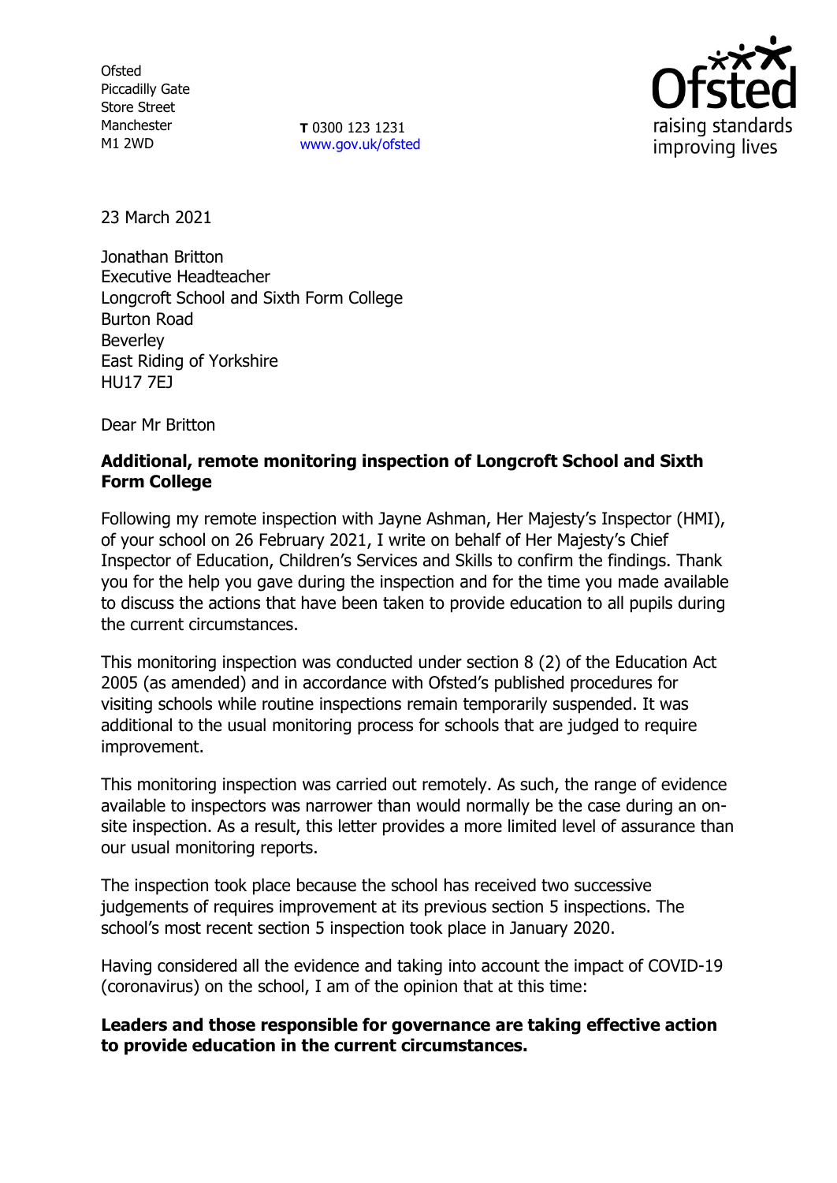Ofsted
Piccadilly Gate
Store Street
Manchester
M1 2WD

**T** 0300 123 1231
www.gov.uk/ofsted

23 March 2021

Jonathan Britton
Executive Headteacher
Longcroft School and Sixth Form College
Burton Road
Beverley
East Riding of Yorkshire
HU17 7EJ

Dear Mr Britton

**Additional, remote monitoring inspection of Longcroft School and Sixth Form College**

Following my remote inspection with Jayne Ashman, Her Majesty's Inspector (HMI), of your school on 26 February 2021, I write on behalf of Her Majesty's Chief Inspector of Education, Children's Services and Skills to confirm the findings. Thank you for the help you gave during the inspection and for the time you made available to discuss the actions that have been taken to provide education to all pupils during the current circumstances.

This monitoring inspection was conducted under section 8 (2) of the Education Act 2005 (as amended) and in accordance with Ofsted's published procedures for visiting schools while routine inspections remain temporarily suspended. It was additional to the usual monitoring process for schools that are judged to require improvement.

This monitoring inspection was carried out remotely. As such, the range of evidence available to inspectors was narrower than would normally be the case during an on-site inspection. As a result, this letter provides a more limited level of assurance than our usual monitoring reports.

The inspection took place because the school has received two successive judgements of requires improvement at its previous section 5 inspections. The school's most recent section 5 inspection took place in January 2020.

Having considered all the evidence and taking into account the impact of COVID-19 (coronavirus) on the school, I am of the opinion that at this time:

**Leaders and those responsible for governance are taking effective action to provide education in the current circumstances.**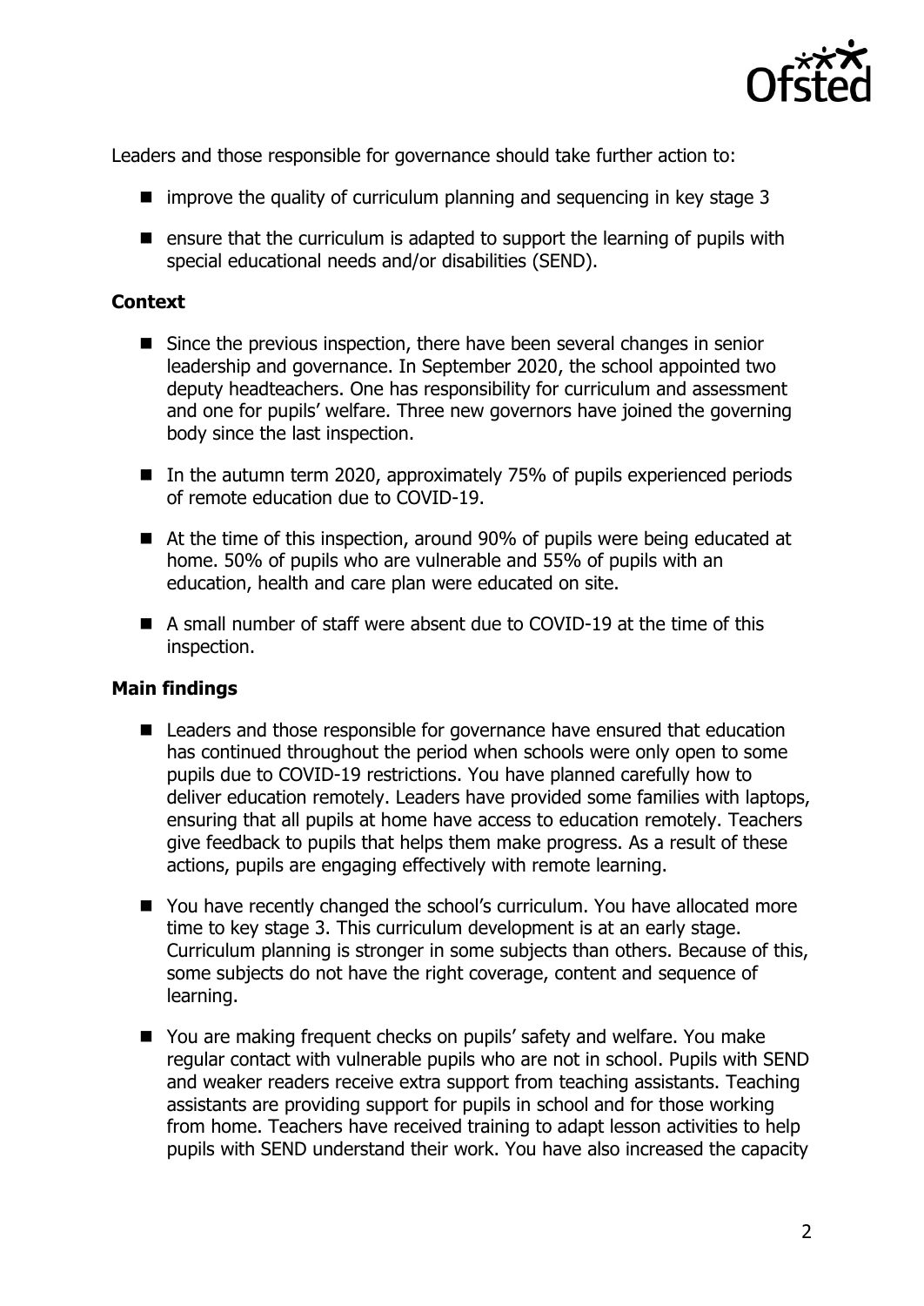Leaders and those responsible for governance should take further action to:

- improve the quality of curriculum planning and sequencing in key stage 3
- ensure that the curriculum is adapted to support the learning of pupils with special educational needs and/or disabilities (SEND).

### Context

- Since the previous inspection, there have been several changes in senior leadership and governance. In September 2020, the school appointed two deputy headteachers. One has responsibility for curriculum and assessment and one for pupils' welfare. Three new governors have joined the governing body since the last inspection.
- In the autumn term 2020, approximately 75% of pupils experienced periods of remote education due to COVID-19.
- At the time of this inspection, around 90% of pupils were being educated at home. 50% of pupils who are vulnerable and 55% of pupils with an education, health and care plan were educated on site.
- A small number of staff were absent due to COVID-19 at the time of this inspection.

### Main findings

- Leaders and those responsible for governance have ensured that education has continued throughout the period when schools were only open to some pupils due to COVID-19 restrictions. You have planned carefully how to deliver education remotely. Leaders have provided some families with laptops, ensuring that all pupils at home have access to education remotely. Teachers give feedback to pupils that helps them make progress. As a result of these actions, pupils are engaging effectively with remote learning.
- You have recently changed the school's curriculum. You have allocated more time to key stage 3. This curriculum development is at an early stage. Curriculum planning is stronger in some subjects than others. Because of this, some subjects do not have the right coverage, content and sequence of learning.
- You are making frequent checks on pupils' safety and welfare. You make regular contact with vulnerable pupils who are not in school. Pupils with SEND and weaker readers receive extra support from teaching assistants. Teaching assistants are providing support for pupils in school and for those working from home. Teachers have received training to adapt lesson activities to help pupils with SEND understand their work. You have also increased the capacity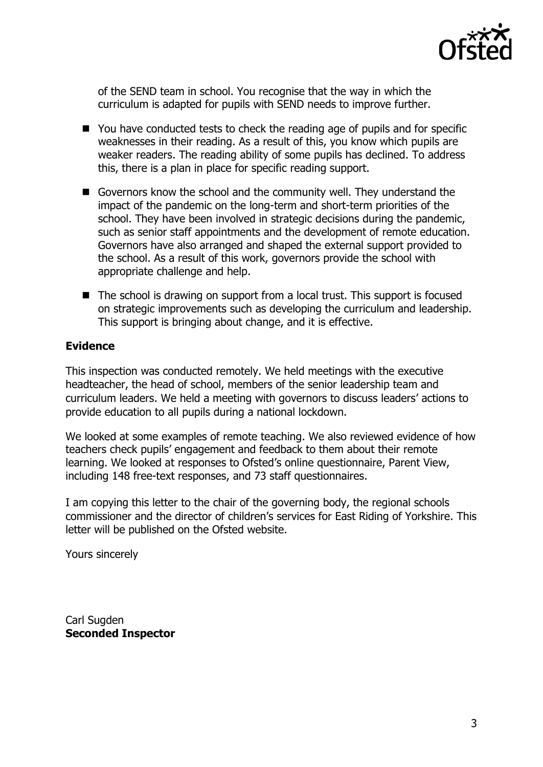of the SEND team in school. You recognise that the way in which the curriculum is adapted for pupils with SEND needs to improve further.

- You have conducted tests to check the reading age of pupils and for specific weaknesses in their reading. As a result of this, you know which pupils are weaker readers. The reading ability of some pupils has declined. To address this, there is a plan in place for specific reading support.
- Governors know the school and the community well. They understand the impact of the pandemic on the long-term and short-term priorities of the school. They have been involved in strategic decisions during the pandemic, such as senior staff appointments and the development of remote education. Governors have also arranged and shaped the external support provided to the school. As a result of this work, governors provide the school with appropriate challenge and help.
- The school is drawing on support from a local trust. This support is focused on strategic improvements such as developing the curriculum and leadership. This support is bringing about change, and it is effective.

**Evidence**

This inspection was conducted remotely. We held meetings with the executive headteacher, the head of school, members of the senior leadership team and curriculum leaders. We held a meeting with governors to discuss leaders' actions to provide education to all pupils during a national lockdown.

We looked at some examples of remote teaching. We also reviewed evidence of how teachers check pupils' engagement and feedback to them about their remote learning. We looked at responses to Ofsted's online questionnaire, Parent View, including 148 free-text responses, and 73 staff questionnaires.

I am copying this letter to the chair of the governing body, the regional schools commissioner and the director of children's services for East Riding of Yorkshire. This letter will be published on the Ofsted website.

Yours sincerely

Carl Sugden
**Seconded Inspector**